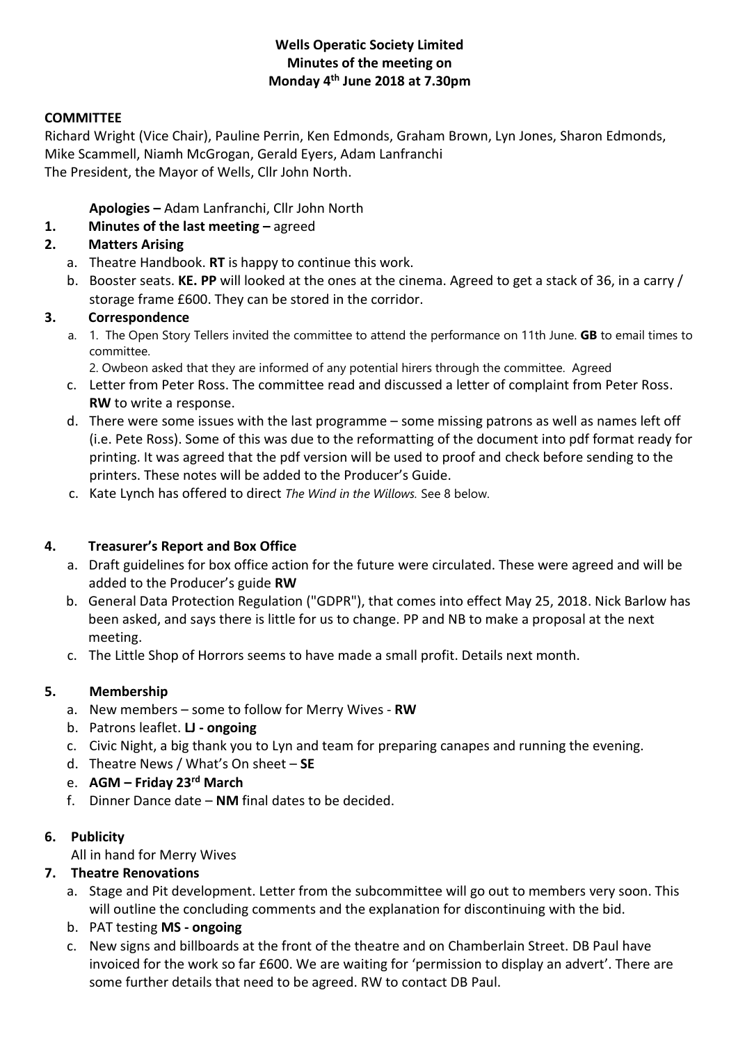**Wells Operatic Society Limited**
**Minutes of the meeting on**
**Monday 4th June 2018 at 7.30pm**

**COMMITTEE**

Richard Wright (Vice Chair), Pauline Perrin, Ken Edmonds, Graham Brown, Lyn Jones, Sharon Edmonds, Mike Scammell, Niamh McGrogan, Gerald Eyers, Adam Lanfranchi
The President, the Mayor of Wells, Cllr John North.

**Apologies –** Adam Lanfranchi, Cllr John North

1. **Minutes of the last meeting –** agreed
2. **Matters Arising**
   a. Theatre Handbook. **RT** is happy to continue this work.
   b. Booster seats. **KE. PP** will looked at the ones at the cinema. Agreed to get a stack of 36, in a carry / storage frame £600. They can be stored in the corridor.
3. **Correspondence**
   a. 1. The Open Story Tellers invited the committee to attend the performance on 11th June. **GB** to email times to committee.
      2. Owbeon asked that they are informed of any potential hirers through the committee. Agreed
   c. Letter from Peter Ross. The committee read and discussed a letter of complaint from Peter Ross. **RW** to write a response.
   d. There were some issues with the last programme – some missing patrons as well as names left off (i.e. Pete Ross). Some of this was due to the reformatting of the document into pdf format ready for printing. It was agreed that the pdf version will be used to proof and check before sending to the printers. These notes will be added to the Producer's Guide.
   c. Kate Lynch has offered to direct *The Wind in the Willows.* See 8 below.

4. **Treasurer's Report and Box Office**
   a. Draft guidelines for box office action for the future were circulated. These were agreed and will be added to the Producer's guide **RW**
   b. General Data Protection Regulation ("GDPR"), that comes into effect May 25, 2018. Nick Barlow has been asked, and says there is little for us to change. PP and NB to make a proposal at the next meeting.
   c. The Little Shop of Horrors seems to have made a small profit. Details next month.

5. **Membership**
   a. New members – some to follow for Merry Wives - **RW**
   b. Patrons leaflet. **LJ - ongoing**
   c. Civic Night, a big thank you to Lyn and team for preparing canapes and running the evening.
   d. Theatre News / What's On sheet – **SE**
   e. **AGM – Friday 23rd March**
   f. Dinner Dance date – **NM** final dates to be decided.

6. **Publicity**
   All in hand for Merry Wives
7. **Theatre Renovations**
   a. Stage and Pit development. Letter from the subcommittee will go out to members very soon. This will outline the concluding comments and the explanation for discontinuing with the bid.
   b. PAT testing **MS - ongoing**
   c. New signs and billboards at the front of the theatre and on Chamberlain Street. DB Paul have invoiced for the work so far £600. We are waiting for 'permission to display an advert'. There are some further details that need to be agreed. RW to contact DB Paul.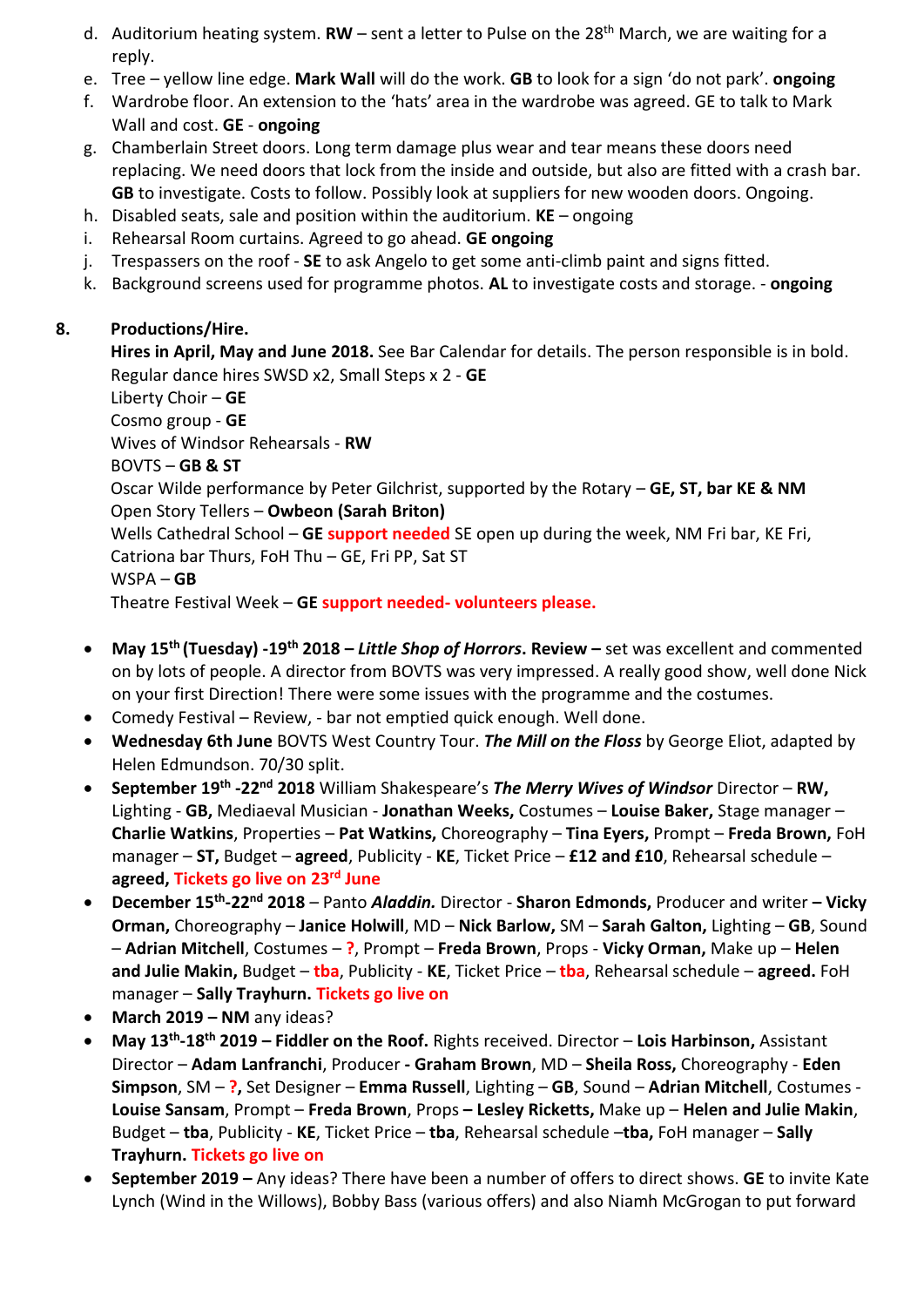d. Auditorium heating system. **RW** – sent a letter to Pulse on the 28th March, we are waiting for a reply.
e. Tree – yellow line edge. **Mark Wall** will do the work. **GB** to look for a sign 'do not park'. **ongoing**
f. Wardrobe floor. An extension to the 'hats' area in the wardrobe was agreed. GE to talk to Mark Wall and cost. **GE** - **ongoing**
g. Chamberlain Street doors. Long term damage plus wear and tear means these doors need replacing. We need doors that lock from the inside and outside, but also are fitted with a crash bar. **GB** to investigate. Costs to follow. Possibly look at suppliers for new wooden doors. Ongoing.
h. Disabled seats, sale and position within the auditorium. **KE** – ongoing
i. Rehearsal Room curtains. Agreed to go ahead. **GE ongoing**
j. Trespassers on the roof - **SE** to ask Angelo to get some anti-climb paint and signs fitted.
k. Background screens used for programme photos. **AL** to investigate costs and storage. - **ongoing**

**8. Productions/Hire.**

**Hires in April, May and June 2018.** See Bar Calendar for details. The person responsible is in bold.
Regular dance hires SWSD x2, Small Steps x 2 - **GE**
Liberty Choir – **GE**
Cosmo group - **GE**
Wives of Windsor Rehearsals - **RW**
BOVTS – **GB & ST**
Oscar Wilde performance by Peter Gilchrist, supported by the Rotary – **GE, ST, bar KE & NM**
Open Story Tellers – **Owbeon (Sarah Briton)**
Wells Cathedral School – **GE** support needed SE open up during the week, NM Fri bar, KE Fri, Catriona bar Thurs, FoH Thu – GE, Fri PP, Sat ST
WSPA – **GB**
Theatre Festival Week – **GE** support needed- volunteers please.

- **May 15th (Tuesday) -19th 2018 – *Little Shop of Horrors*. Review –** set was excellent and commented on by lots of people. A director from BOVTS was very impressed. A really good show, well done Nick on your first Direction! There were some issues with the programme and the costumes.
- Comedy Festival – Review, - bar not emptied quick enough. Well done.
- **Wednesday 6th June** BOVTS West Country Tour. ***The Mill on the Floss*** by George Eliot, adapted by Helen Edmundson. 70/30 split.
- **September 19th -22nd 2018** William Shakespeare's ***The Merry Wives of Windsor*** Director – **RW,** Lighting - **GB,** Mediaeval Musician - **Jonathan Weeks,** Costumes – **Louise Baker,** Stage manager – **Charlie Watkins**, Properties – **Pat Watkins,** Choreography – **Tina Eyers,** Prompt – **Freda Brown,** FoH manager – **ST,** Budget – **agreed**, Publicity - **KE**, Ticket Price – **£12 and £10**, Rehearsal schedule – **agreed, Tickets go live on 23rd June**
- **December 15th-22nd 2018** – Panto ***Aladdin.*** Director - **Sharon Edmonds,** Producer and writer **– Vicky Orman,** Choreography – **Janice Holwill**, MD – **Nick Barlow,** SM – **Sarah Galton,** Lighting – **GB**, Sound – **Adrian Mitchell**, Costumes – **?**, Prompt – **Freda Brown**, Props - **Vicky Orman,** Make up – **Helen and Julie Makin**, Budget – **tba**, Publicity - **KE**, Ticket Price – **tba**, Rehearsal schedule – **agreed.** FoH manager – **Sally Trayhurn. Tickets go live on**
- **March 2019 – NM** any ideas?
- **May 13th-18th 2019 – Fiddler on the Roof.** Rights received. Director – **Lois Harbinson,** Assistant Director – **Adam Lanfranchi**, Producer **- Graham Brown**, MD – **Sheila Ross,** Choreography - **Eden Simpson**, SM – **?**, Set Designer – **Emma Russell**, Lighting – **GB**, Sound – **Adrian Mitchell**, Costumes - **Louise Sansam**, Prompt – **Freda Brown**, Props **– Lesley Ricketts,** Make up – **Helen and Julie Makin**, Budget – **tba**, Publicity - **KE**, Ticket Price – **tba**, Rehearsal schedule –**tba,** FoH manager – **Sally Trayhurn. Tickets go live on**
- **September 2019 –** Any ideas? There have been a number of offers to direct shows. **GE** to invite Kate Lynch (Wind in the Willows), Bobby Bass (various offers) and also Niamh McGrogan to put forward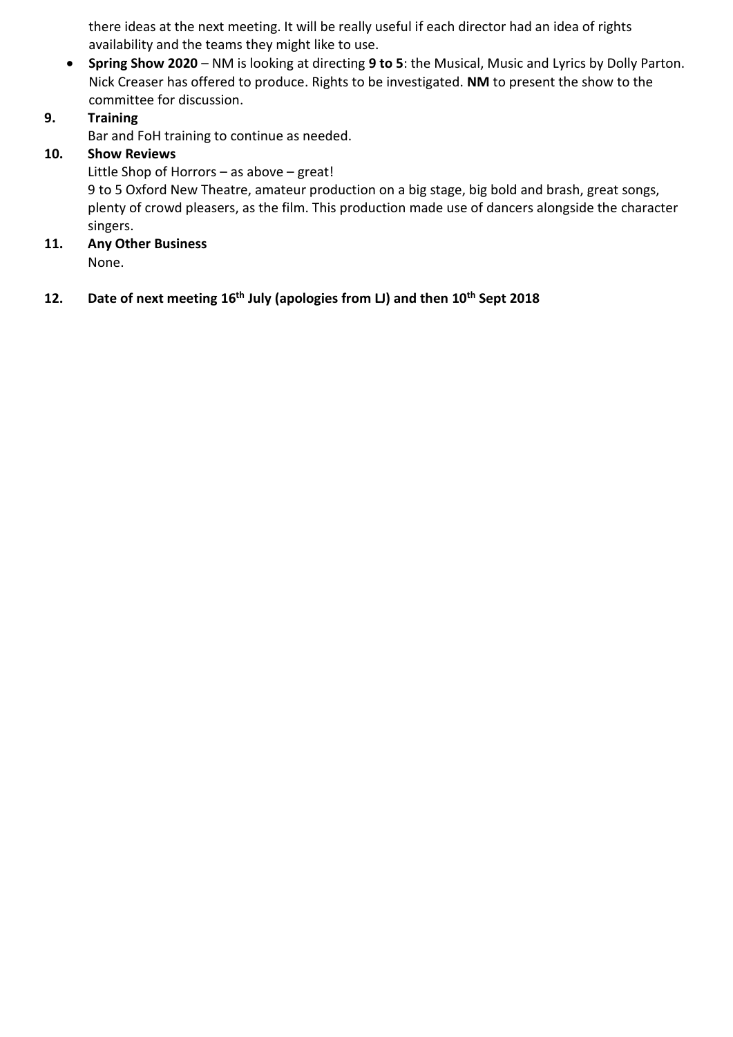there ideas at the next meeting. It will be really useful if each director had an idea of rights availability and the teams they might like to use.

- **Spring Show 2020** – NM is looking at directing **9 to 5**: the Musical, Music and Lyrics by Dolly Parton. Nick Creaser has offered to produce. Rights to be investigated. **NM** to present the show to the committee for discussion.

**9. Training**

Bar and FoH training to continue as needed.

**10. Show Reviews**

Little Shop of Horrors – as above – great!

9 to 5 Oxford New Theatre, amateur production on a big stage, big bold and brash, great songs, plenty of crowd pleasers, as the film. This production made use of dancers alongside the character singers.

**11. Any Other Business**

None.

**12. Date of next meeting 16th July (apologies from LJ) and then 10th Sept 2018**